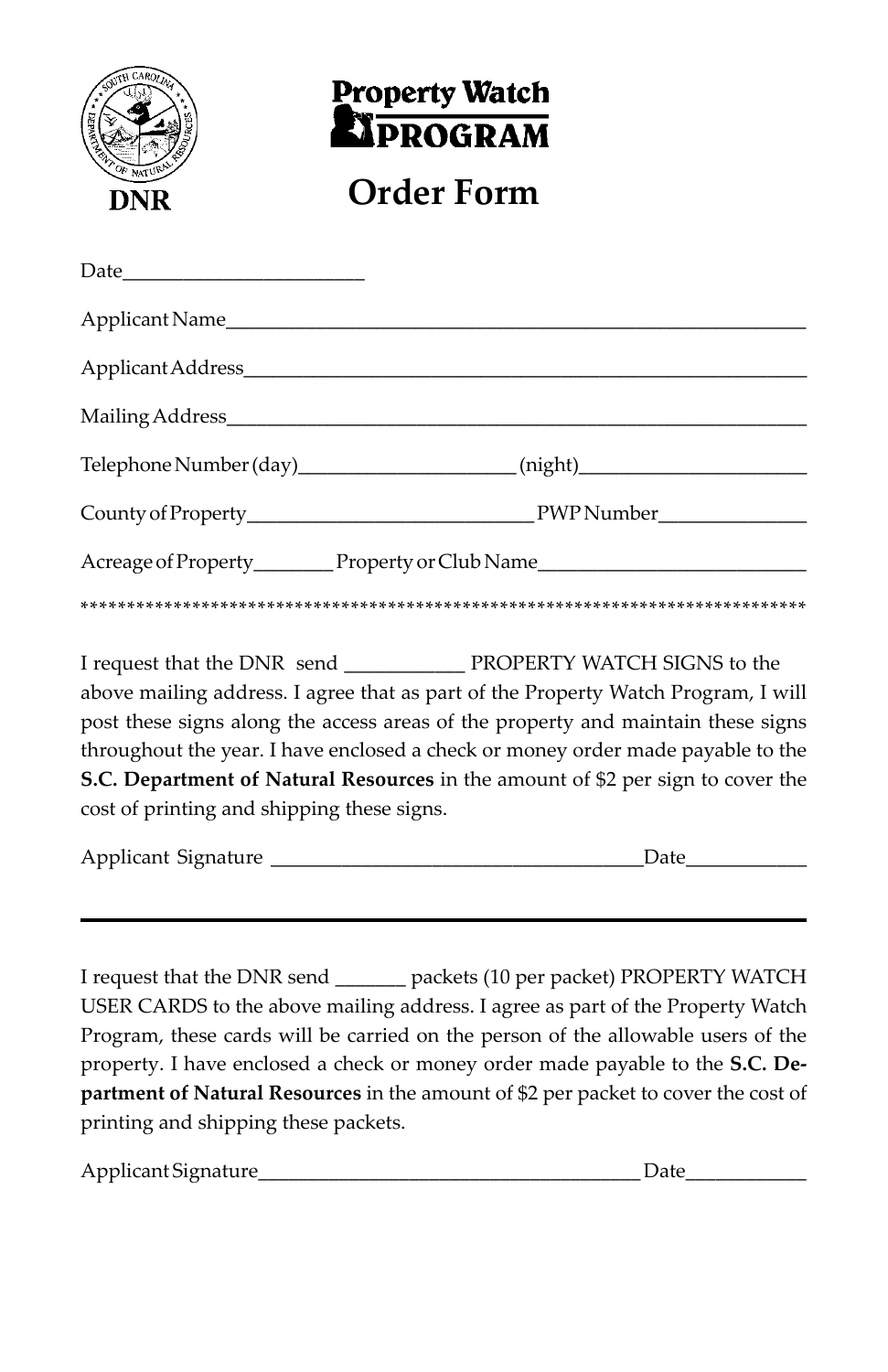DNR

# Property Watch PROGRAM

## Order Form

Date________________________

Applicant Name_______________________________________________________

Applicant Address_____________________________________________________

Mailing Address_______________________________________________________

Telephone Number (day)_____________________ (night)______________________

County of Property______________________________ PWP Number______________

Acreage of Property________ Property or Club Name__________________________

*******************************************************************************

I request that the DNR send ___________ PROPERTY WATCH SIGNS to the above mailing address. I agree that as part of the Property Watch Program, I will post these signs along the access areas of the property and maintain these signs throughout the year. I have enclosed a check or money order made payable to the **S.C. Department of Natural Resources** in the amount of $2 per sign to cover the cost of printing and shipping these signs.

Applicant Signature _____________________________________Date___________

---

I request that the DNR send _______ packets (10 per packet) PROPERTY WATCH USER CARDS to the above mailing address. I agree as part of the Property Watch Program, these cards will be carried on the person of the allowable users of the property. I have enclosed a check or money order made payable to the **S.C. Department of Natural Resources** in the amount of $2 per packet to cover the cost of printing and shipping these packets.

Applicant Signature______________________________________ Date___________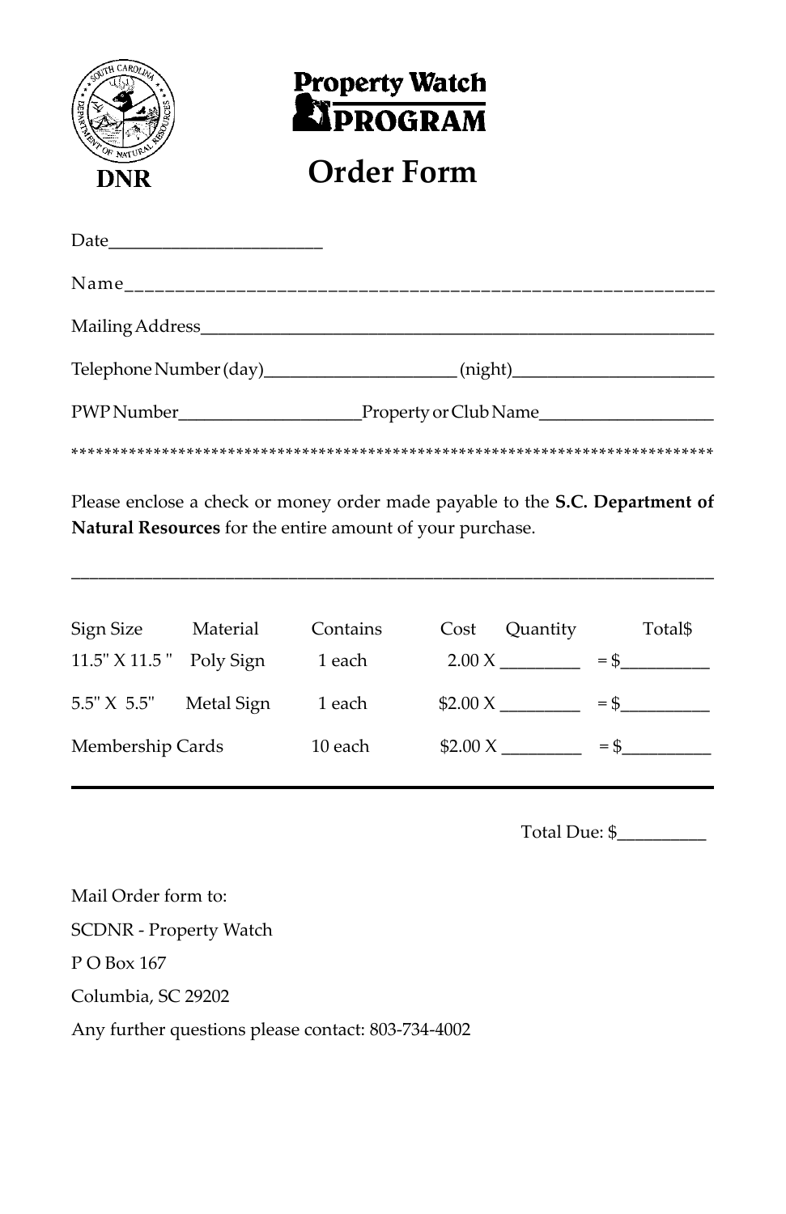DNR

# Property Watch PROGRAM

## Order Form

Date________________________

Name____________________________________________________________

Mailing Address__________________________________________________

Telephone Number (day)______________________ (night)_______________________

PWP Number____________________Property or Club Name___________________

*******************************************************************************

Please enclose a check or money order made payable to the **S.C. Department of Natural Resources** for the entire amount of your purchase.

| Sign Size | Material | Contains | Cost | Quantity | Total$ |
|---|---|---|---|---|---|
| 11.5" X 11.5 " | Poly Sign | 1 each | 2.00 X | _________ | = $__________ |
| 5.5" X 5.5" | Metal Sign | 1 each | $2.00 X | _________ | = $__________ |
| Membership Cards | | 10 each | $2.00 X | _________ | = $__________ |

Total Due: $__________

Mail Order form to:

SCDNR - Property Watch

P O Box 167

Columbia, SC 29202

Any further questions please contact: 803-734-4002